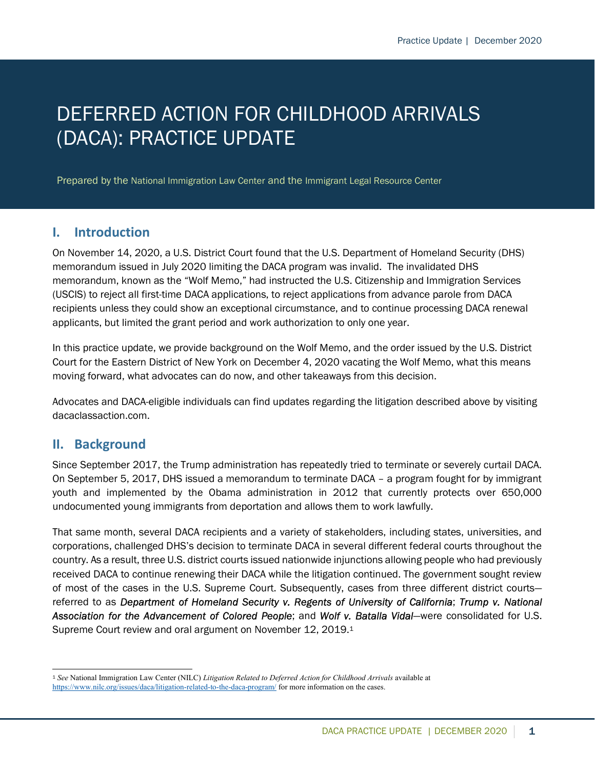# DEFERRED ACTION FOR CHILDHOOD ARRIVALS (DACA): PRACTICE UPDATE

Prepared by the National Immigration Law Center and the Immigrant Legal Resource Center

## I. Introduction

On November 14, 2020, a U.S. District Court found that the U.S. Department of Homeland Security (DHS) memorandum issued in July 2020 limiting the DACA program was invalid. The invalidated DHS memorandum, known as the "Wolf Memo," had instructed the U.S. Citizenship and Immigration Services (USCIS) to reject all first-time DACA applications, to reject applications from advance parole from DACA recipients unless they could show an exceptional circumstance, and to continue processing DACA renewal applicants, but limited the grant period and work authorization to only one year.

In this practice update, we provide background on the Wolf Memo, and the order issued by the U.S. District Court for the Eastern District of New York on December 4, 2020 vacating the Wolf Memo, what this means moving forward, what advocates can do now, and other takeaways from this decision.

Advocates and DACA-eligible individuals can find updates regarding the litigation described above by visiting dacaclassaction.com.

## II. Background

Since September 2017, the Trump administration has repeatedly tried to terminate or severely curtail DACA. On September 5, 2017, DHS issued a memorandum to terminate DACA – a program fought for by immigrant youth and implemented by the Obama administration in 2012 that currently protects over 650,000 undocumented young immigrants from deportation and allows them to work lawfully.

That same month, several DACA recipients and a variety of stakeholders, including states, universities, and corporations, challenged DHS's decision to terminate DACA in several different federal courts throughout the country. As a result, three U.S. district courts issued nationwide injunctions allowing people who had previously received DACA to continue renewing their DACA while the litigation continued. The government sought review of most of the cases in the U.S. Supreme Court. Subsequently, cases from three different district courts—referred to as ***Department of Homeland Security v. Regents of University of California***; ***Trump v. National Association for the Advancement of Colored People***; and ***Wolf v. Batalla Vidal***—were consolidated for U.S. Supreme Court review and oral argument on November 12, 2019.[1]

[1] *See* National Immigration Law Center (NILC) *Litigation Related to Deferred Action for Childhood Arrivals* available at https://www.nilc.org/issues/daca/litigation-related-to-the-daca-program/ for more information on the cases.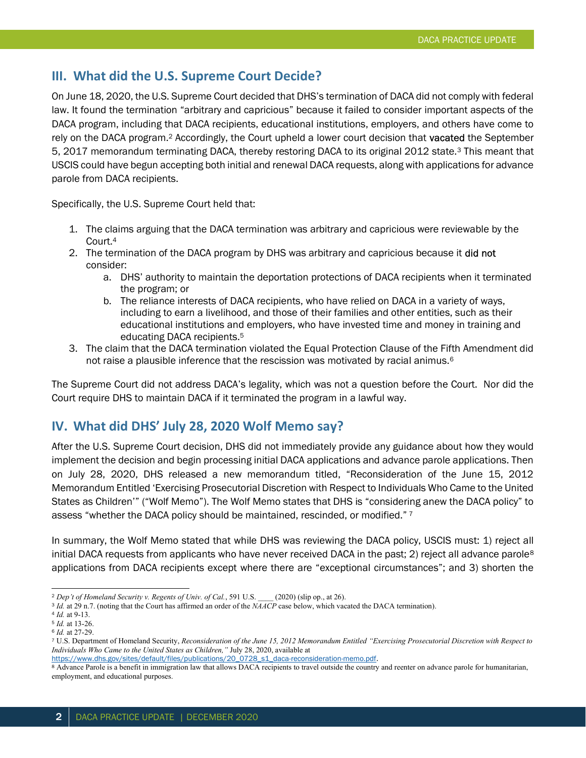## III. What did the U.S. Supreme Court Decide?

On June 18, 2020, the U.S. Supreme Court decided that DHS's termination of DACA did not comply with federal law. It found the termination "arbitrary and capricious" because it failed to consider important aspects of the DACA program, including that DACA recipients, educational institutions, employers, and others have come to rely on the DACA program.[2] Accordingly, the Court upheld a lower court decision that **vacated** the September 5, 2017 memorandum terminating DACA, thereby restoring DACA to its original 2012 state.[3] This meant that USCIS could have begun accepting both initial and renewal DACA requests, along with applications for advance parole from DACA recipients.

Specifically, the U.S. Supreme Court held that:

1. The claims arguing that the DACA termination was arbitrary and capricious were reviewable by the Court.[4]
2. The termination of the DACA program by DHS was arbitrary and capricious because it **did not** consider:
    a. DHS' authority to maintain the deportation protections of DACA recipients when it terminated the program; or
    b. The reliance interests of DACA recipients, who have relied on DACA in a variety of ways, including to earn a livelihood, and those of their families and other entities, such as their educational institutions and employers, who have invested time and money in training and educating DACA recipients.[5]
3. The claim that the DACA termination violated the Equal Protection Clause of the Fifth Amendment did not raise a plausible inference that the rescission was motivated by racial animus.[6]

The Supreme Court did not address DACA's legality, which was not a question before the Court. Nor did the Court require DHS to maintain DACA if it terminated the program in a lawful way.

## IV. What did DHS' July 28, 2020 Wolf Memo say?

After the U.S. Supreme Court decision, DHS did not immediately provide any guidance about how they would implement the decision and begin processing initial DACA applications and advance parole applications. Then on July 28, 2020, DHS released a new memorandum titled, "Reconsideration of the June 15, 2012 Memorandum Entitled 'Exercising Prosecutorial Discretion with Respect to Individuals Who Came to the United States as Children'" ("Wolf Memo"). The Wolf Memo states that DHS is "considering anew the DACA policy" to assess "whether the DACA policy should be maintained, rescinded, or modified." [7]

In summary, the Wolf Memo stated that while DHS was reviewing the DACA policy, USCIS must: 1) reject all initial DACA requests from applicants who have never received DACA in the past; 2) reject all advance parole[8] applications from DACA recipients except where there are "exceptional circumstances"; and 3) shorten the

---

[2] *Dep't of Homeland Security v. Regents of Univ. of Cal.*, 591 U.S. ____ (2020) (slip op., at 26).
[3] *Id.* at 29 n.7. (noting that the Court has affirmed an order of the *NAACP* case below, which vacated the DACA termination).
[4] *Id.* at 9-13.
[5] *Id.* at 13-26.
[6] *Id.* at 27-29.
[7] U.S. Department of Homeland Security, *Reconsideration of the June 15, 2012 Memorandum Entitled "Exercising Prosecutorial Discretion with Respect to Individuals Who Came to the United States as Children,"* July 28, 2020, available at https://www.dhs.gov/sites/default/files/publications/20_0728_s1_daca-reconsideration-memo.pdf.
[8] Advance Parole is a benefit in immigration law that allows DACA recipients to travel outside the country and reenter on advance parole for humanitarian, employment, and educational purposes.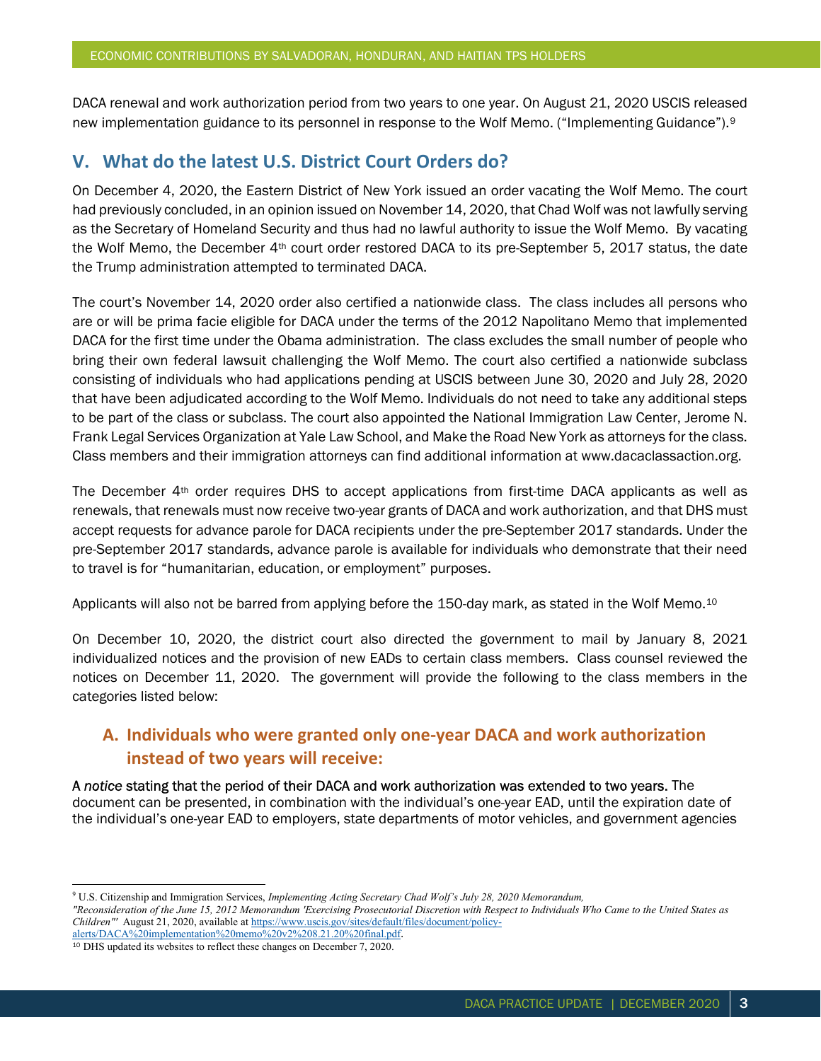DACA renewal and work authorization period from two years to one year. On August 21, 2020 USCIS released new implementation guidance to its personnel in response to the Wolf Memo. ("Implementing Guidance").[9]

## V. What do the latest U.S. District Court Orders do?

On December 4, 2020, the Eastern District of New York issued an order vacating the Wolf Memo. The court had previously concluded, in an opinion issued on November 14, 2020, that Chad Wolf was not lawfully serving as the Secretary of Homeland Security and thus had no lawful authority to issue the Wolf Memo. By vacating the Wolf Memo, the December 4th court order restored DACA to its pre-September 5, 2017 status, the date the Trump administration attempted to terminated DACA.

The court's November 14, 2020 order also certified a nationwide class. The class includes all persons who are or will be prima facie eligible for DACA under the terms of the 2012 Napolitano Memo that implemented DACA for the first time under the Obama administration. The class excludes the small number of people who bring their own federal lawsuit challenging the Wolf Memo. The court also certified a nationwide subclass consisting of individuals who had applications pending at USCIS between June 30, 2020 and July 28, 2020 that have been adjudicated according to the Wolf Memo. Individuals do not need to take any additional steps to be part of the class or subclass. The court also appointed the National Immigration Law Center, Jerome N. Frank Legal Services Organization at Yale Law School, and Make the Road New York as attorneys for the class. Class members and their immigration attorneys can find additional information at www.dacaclassaction.org.

The December 4th order requires DHS to accept applications from first-time DACA applicants as well as renewals, that renewals must now receive two-year grants of DACA and work authorization, and that DHS must accept requests for advance parole for DACA recipients under the pre-September 2017 standards. Under the pre-September 2017 standards, advance parole is available for individuals who demonstrate that their need to travel is for "humanitarian, education, or employment" purposes.

Applicants will also not be barred from applying before the 150-day mark, as stated in the Wolf Memo.[10]

On December 10, 2020, the district court also directed the government to mail by January 8, 2021 individualized notices and the provision of new EADs to certain class members. Class counsel reviewed the notices on December 11, 2020. The government will provide the following to the class members in the categories listed below:

### A. Individuals who were granted only one-year DACA and work authorization instead of two years will receive:

A *notice* stating that the period of their DACA and work authorization was extended to two years. The document can be presented, in combination with the individual's one-year EAD, until the expiration date of the individual's one-year EAD to employers, state departments of motor vehicles, and government agencies

---

[9] U.S. Citizenship and Immigration Services, *Implementing Acting Secretary Chad Wolf's July 28, 2020 Memorandum, "Reconsideration of the June 15, 2012 Memorandum 'Exercising Prosecutorial Discretion with Respect to Individuals Who Came to the United States as Children'"* August 21, 2020, available at https://www.uscis.gov/sites/default/files/document/policy-alerts/DACA%20implementation%20memo%20v2%208.21.20%20final.pdf.

[10] DHS updated its websites to reflect these changes on December 7, 2020.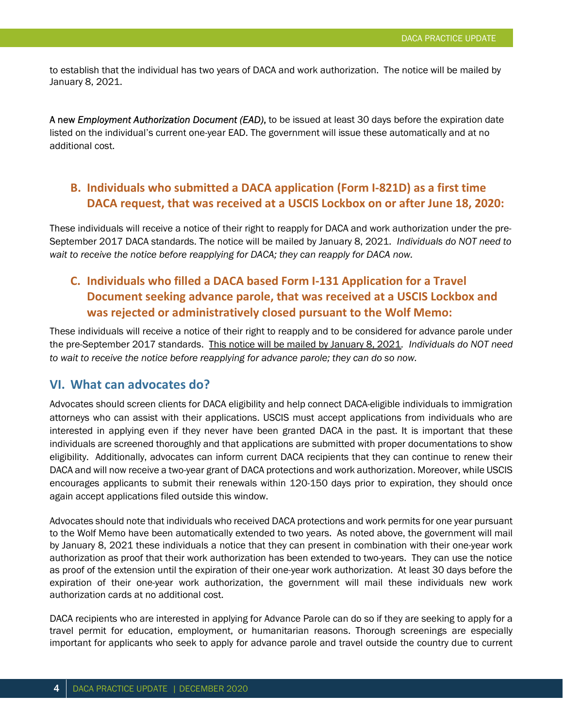to establish that the individual has two years of DACA and work authorization. The notice will be mailed by January 8, 2021.

A new *Employment Authorization Document (EAD)*, to be issued at least 30 days before the expiration date listed on the individual's current one-year EAD. The government will issue these automatically and at no additional cost.

### B. Individuals who submitted a DACA application (Form I-821D) as a first time DACA request, that was received at a USCIS Lockbox on or after June 18, 2020:

These individuals will receive a notice of their right to reapply for DACA and work authorization under the pre-September 2017 DACA standards. The notice will be mailed by January 8, 2021. *Individuals do NOT need to wait to receive the notice before reapplying for DACA; they can reapply for DACA now.*

### C. Individuals who filled a DACA based Form I-131 Application for a Travel Document seeking advance parole, that was received at a USCIS Lockbox and was rejected or administratively closed pursuant to the Wolf Memo:

These individuals will receive a notice of their right to reapply and to be considered for advance parole under the pre-September 2017 standards. <u>This notice will be mailed by January 8, 2021</u>. *Individuals do NOT need to wait to receive the notice before reapplying for advance parole; they can do so now.*

## VI. What can advocates do?

Advocates should screen clients for DACA eligibility and help connect DACA-eligible individuals to immigration attorneys who can assist with their applications. USCIS must accept applications from individuals who are interested in applying even if they never have been granted DACA in the past. It is important that these individuals are screened thoroughly and that applications are submitted with proper documentations to show eligibility. Additionally, advocates can inform current DACA recipients that they can continue to renew their DACA and will now receive a two-year grant of DACA protections and work authorization. Moreover, while USCIS encourages applicants to submit their renewals within 120-150 days prior to expiration, they should once again accept applications filed outside this window.

Advocates should note that individuals who received DACA protections and work permits for one year pursuant to the Wolf Memo have been automatically extended to two years. As noted above, the government will mail by January 8, 2021 these individuals a notice that they can present in combination with their one-year work authorization as proof that their work authorization has been extended to two-years. They can use the notice as proof of the extension until the expiration of their one-year work authorization. At least 30 days before the expiration of their one-year work authorization, the government will mail these individuals new work authorization cards at no additional cost.

DACA recipients who are interested in applying for Advance Parole can do so if they are seeking to apply for a travel permit for education, employment, or humanitarian reasons. Thorough screenings are especially important for applicants who seek to apply for advance parole and travel outside the country due to current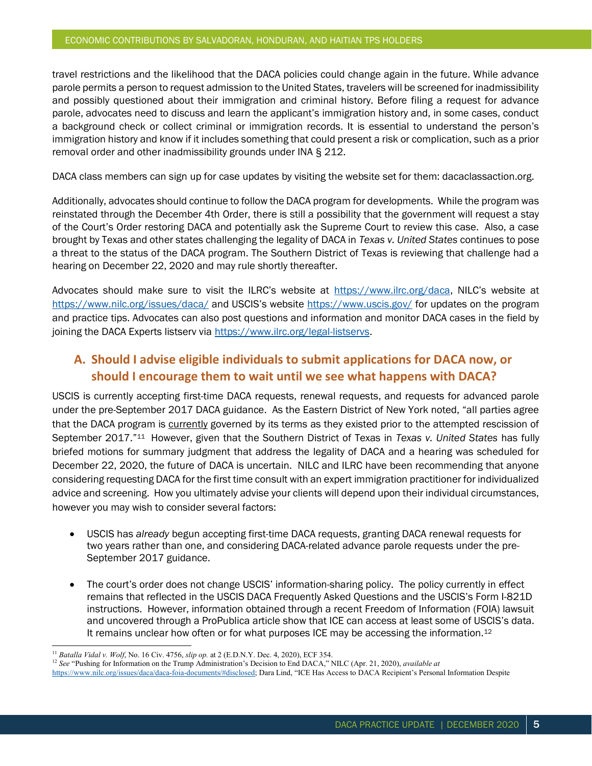travel restrictions and the likelihood that the DACA policies could change again in the future. While advance parole permits a person to request admission to the United States, travelers will be screened for inadmissibility and possibly questioned about their immigration and criminal history. Before filing a request for advance parole, advocates need to discuss and learn the applicant's immigration history and, in some cases, conduct a background check or collect criminal or immigration records. It is essential to understand the person's immigration history and know if it includes something that could present a risk or complication, such as a prior removal order and other inadmissibility grounds under INA § 212.

DACA class members can sign up for case updates by visiting the website set for them: dacaclassaction.org.

Additionally, advocates should continue to follow the DACA program for developments. While the program was reinstated through the December 4th Order, there is still a possibility that the government will request a stay of the Court's Order restoring DACA and potentially ask the Supreme Court to review this case. Also, a case brought by Texas and other states challenging the legality of DACA in *Texas v. United States* continues to pose a threat to the status of the DACA program. The Southern District of Texas is reviewing that challenge had a hearing on December 22, 2020 and may rule shortly thereafter.

Advocates should make sure to visit the ILRC's website at https://www.ilrc.org/daca, NILC's website at https://www.nilc.org/issues/daca/ and USCIS's website https://www.uscis.gov/ for updates on the program and practice tips. Advocates can also post questions and information and monitor DACA cases in the field by joining the DACA Experts listserv via https://www.ilrc.org/legal-listservs.

## A. Should I advise eligible individuals to submit applications for DACA now, or should I encourage them to wait until we see what happens with DACA?

USCIS is currently accepting first-time DACA requests, renewal requests, and requests for advanced parole under the pre-September 2017 DACA guidance. As the Eastern District of New York noted, "all parties agree that the DACA program is currently governed by its terms as they existed prior to the attempted rescission of September 2017."[11] However, given that the Southern District of Texas in *Texas v. United States* has fully briefed motions for summary judgment that address the legality of DACA and a hearing was scheduled for December 22, 2020, the future of DACA is uncertain. NILC and ILRC have been recommending that anyone considering requesting DACA for the first time consult with an expert immigration practitioner for individualized advice and screening. How you ultimately advise your clients will depend upon their individual circumstances, however you may wish to consider several factors:

- USCIS has *already* begun accepting first-time DACA requests, granting DACA renewal requests for two years rather than one, and considering DACA-related advance parole requests under the pre-September 2017 guidance.
- The court's order does not change USCIS' information-sharing policy. The policy currently in effect remains that reflected in the USCIS DACA Frequently Asked Questions and the USCIS's Form I-821D instructions. However, information obtained through a recent Freedom of Information (FOIA) lawsuit and uncovered through a ProPublica article show that ICE can access at least some of USCIS's data. It remains unclear how often or for what purposes ICE may be accessing the information.[12]

---

[11] *Batalla Vidal v. Wolf*, No. 16 Civ. 4756, *slip op.* at 2 (E.D.N.Y. Dec. 4, 2020), ECF 354.

[12] *See* "Pushing for Information on the Trump Administration's Decision to End DACA," NILC (Apr. 21, 2020), *available at* https://www.nilc.org/issues/daca/daca-foia-documents/#disclosed; Dara Lind, "ICE Has Access to DACA Recipient's Personal Information Despite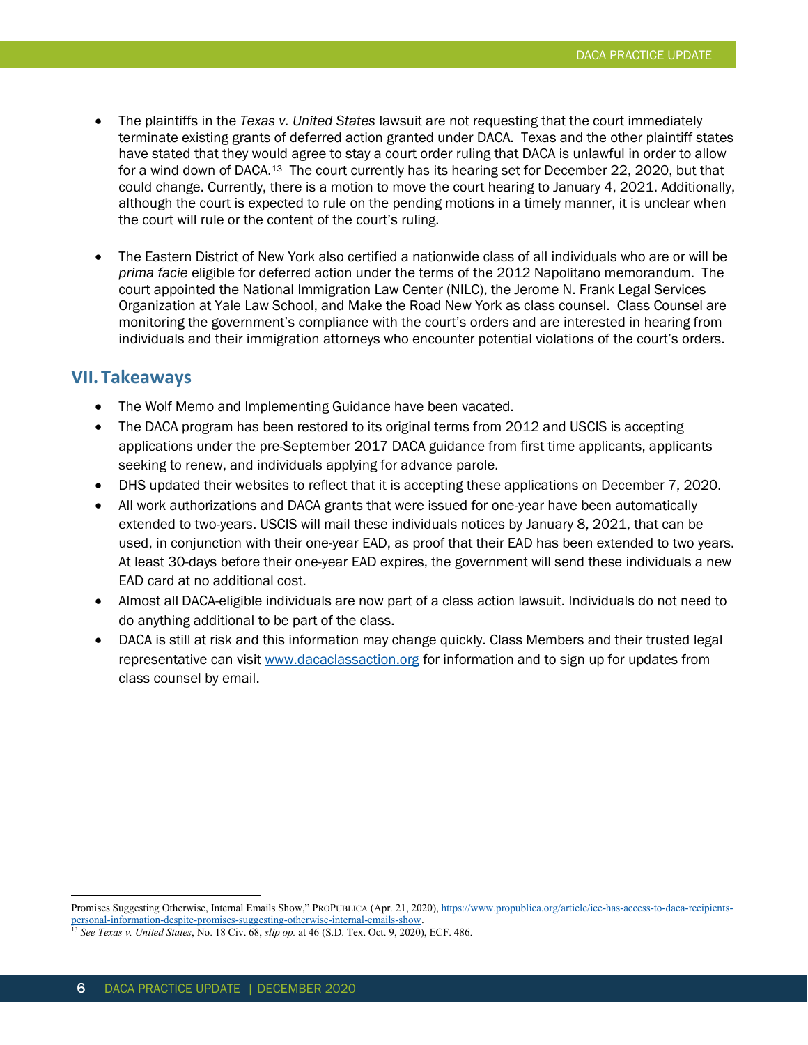- The plaintiffs in the *Texas v. United States* lawsuit are not requesting that the court immediately terminate existing grants of deferred action granted under DACA. Texas and the other plaintiff states have stated that they would agree to stay a court order ruling that DACA is unlawful in order to allow for a wind down of DACA.[13] The court currently has its hearing set for December 22, 2020, but that could change. Currently, there is a motion to move the court hearing to January 4, 2021. Additionally, although the court is expected to rule on the pending motions in a timely manner, it is unclear when the court will rule or the content of the court's ruling.

- The Eastern District of New York also certified a nationwide class of all individuals who are or will be *prima facie* eligible for deferred action under the terms of the 2012 Napolitano memorandum. The court appointed the National Immigration Law Center (NILC), the Jerome N. Frank Legal Services Organization at Yale Law School, and Make the Road New York as class counsel. Class Counsel are monitoring the government's compliance with the court's orders and are interested in hearing from individuals and their immigration attorneys who encounter potential violations of the court's orders.

## VII. Takeaways

- The Wolf Memo and Implementing Guidance have been vacated.
- The DACA program has been restored to its original terms from 2012 and USCIS is accepting applications under the pre-September 2017 DACA guidance from first time applicants, applicants seeking to renew, and individuals applying for advance parole.
- DHS updated their websites to reflect that it is accepting these applications on December 7, 2020.
- All work authorizations and DACA grants that were issued for one-year have been automatically extended to two-years. USCIS will mail these individuals notices by January 8, 2021, that can be used, in conjunction with their one-year EAD, as proof that their EAD has been extended to two years. At least 30-days before their one-year EAD expires, the government will send these individuals a new EAD card at no additional cost.
- Almost all DACA-eligible individuals are now part of a class action lawsuit. Individuals do not need to do anything additional to be part of the class.
- DACA is still at risk and this information may change quickly. Class Members and their trusted legal representative can visit [www.dacaclassaction.org](http://www.dacaclassaction.org) for information and to sign up for updates from class counsel by email.

---

Promises Suggesting Otherwise, Internal Emails Show," PROPUBLICA (Apr. 21, 2020), https://www.propublica.org/article/ice-has-access-to-daca-recipients-personal-information-despite-promises-suggesting-otherwise-internal-emails-show.

[13] *See Texas v. United States*, No. 18 Civ. 68, *slip op.* at 46 (S.D. Tex. Oct. 9, 2020), ECF. 486.